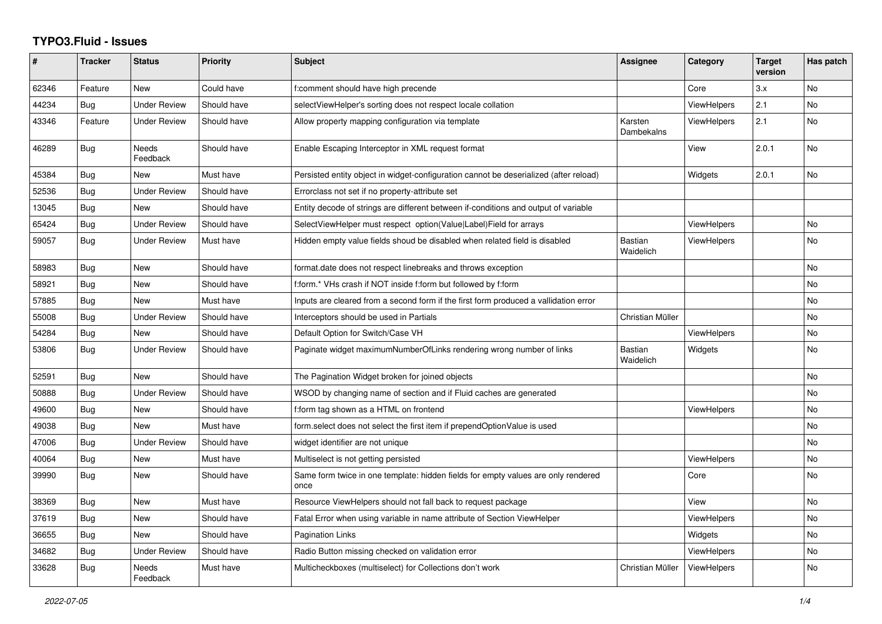# TYPO3.Fluid - Issues

| # | Tracker | Status | Priority | Subject | Assignee | Category | Target version | Has patch |
|---|---|---|---|---|---|---|---|---|
| 62346 | Feature | New | Could have | f:comment should have high precende | | Core | 3.x | No |
| 44234 | Bug | Under Review | Should have | selectViewHelper's sorting does not respect locale collation | | ViewHelpers | 2.1 | No |
| 43346 | Feature | Under Review | Should have | Allow property mapping configuration via template | Karsten Dambekalns | ViewHelpers | 2.1 | No |
| 46289 | Bug | Needs Feedback | Should have | Enable Escaping Interceptor in XML request format | | View | 2.0.1 | No |
| 45384 | Bug | New | Must have | Persisted entity object in widget-configuration cannot be deserialized (after reload) | | Widgets | 2.0.1 | No |
| 52536 | Bug | Under Review | Should have | Errorclass not set if no property-attribute set | | | | |
| 13045 | Bug | New | Should have | Entity decode of strings are different between if-conditions and output of variable | | | | |
| 65424 | Bug | Under Review | Should have | SelectViewHelper must respect option(Value\|Label)Field for arrays | | ViewHelpers | | No |
| 59057 | Bug | Under Review | Must have | Hidden empty value fields shoud be disabled when related field is disabled | Bastian Waidelich | ViewHelpers | | No |
| 58983 | Bug | New | Should have | format.date does not respect linebreaks and throws exception | | | | No |
| 58921 | Bug | New | Should have | f:form.* VHs crash if NOT inside f:form but followed by f:form | | | | No |
| 57885 | Bug | New | Must have | Inputs are cleared from a second form if the first form produced a vallidation error | | | | No |
| 55008 | Bug | Under Review | Should have | Interceptors should be used in Partials | Christian Müller | | | No |
| 54284 | Bug | New | Should have | Default Option for Switch/Case VH | | ViewHelpers | | No |
| 53806 | Bug | Under Review | Should have | Paginate widget maximumNumberOfLinks rendering wrong number of links | Bastian Waidelich | Widgets | | No |
| 52591 | Bug | New | Should have | The Pagination Widget broken for joined objects | | | | No |
| 50888 | Bug | Under Review | Should have | WSOD by changing name of section and if Fluid caches are generated | | | | No |
| 49600 | Bug | New | Should have | f:form tag shown as a HTML on frontend | | ViewHelpers | | No |
| 49038 | Bug | New | Must have | form.select does not select the first item if prependOptionValue is used | | | | No |
| 47006 | Bug | Under Review | Should have | widget identifier are not unique | | | | No |
| 40064 | Bug | New | Must have | Multiselect is not getting persisted | | ViewHelpers | | No |
| 39990 | Bug | New | Should have | Same form twice in one template: hidden fields for empty values are only rendered once | | Core | | No |
| 38369 | Bug | New | Must have | Resource ViewHelpers should not fall back to request package | | View | | No |
| 37619 | Bug | New | Should have | Fatal Error when using variable in name attribute of Section ViewHelper | | ViewHelpers | | No |
| 36655 | Bug | New | Should have | Pagination Links | | Widgets | | No |
| 34682 | Bug | Under Review | Should have | Radio Button missing checked on validation error | | ViewHelpers | | No |
| 33628 | Bug | Needs Feedback | Must have | Multicheckboxes (multiselect) for Collections don't work | Christian Müller | ViewHelpers | | No |

*2022-07-05*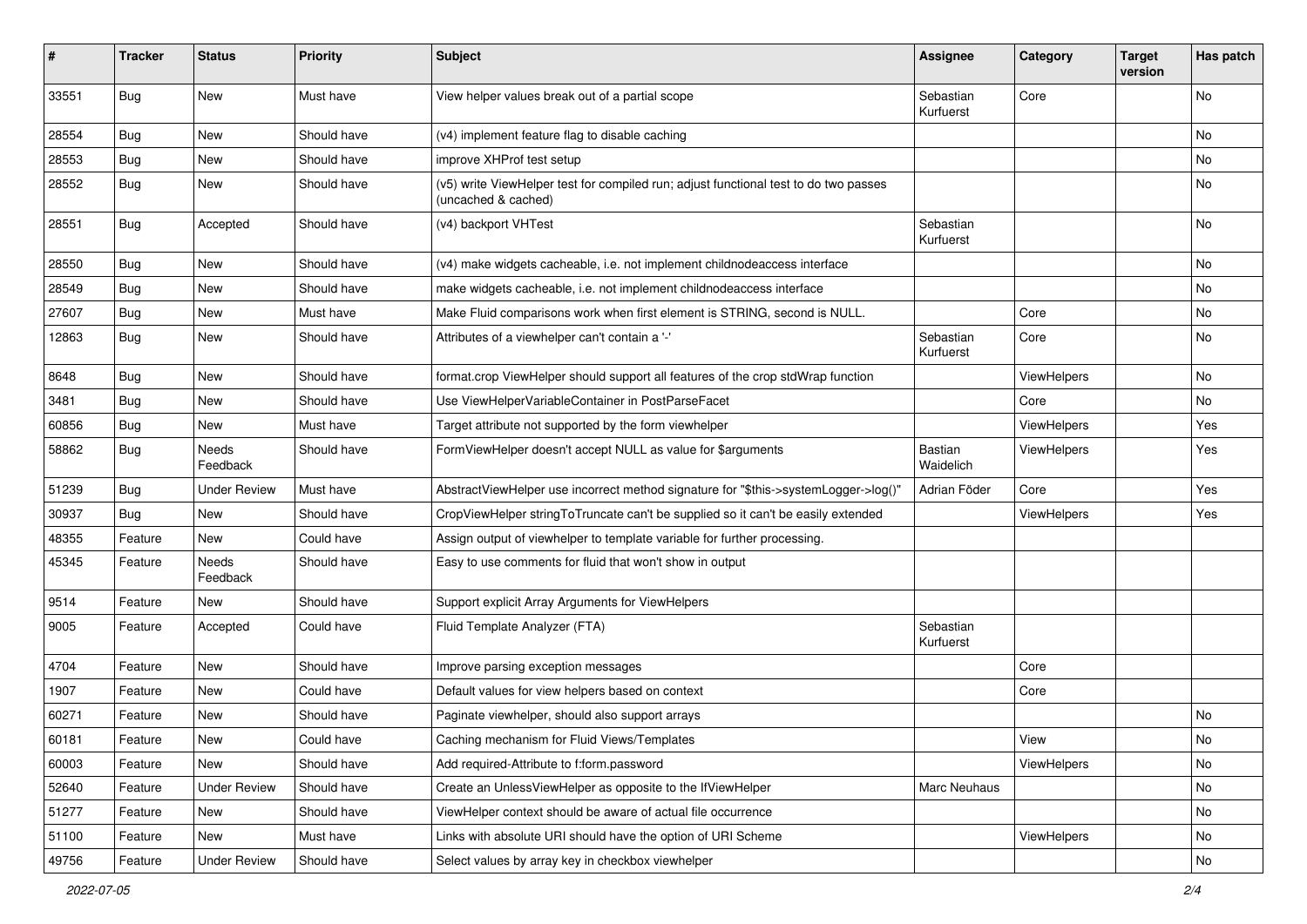| # | Tracker | Status | Priority | Subject | Assignee | Category | Target version | Has patch |
|---|---|---|---|---|---|---|---|---|
| 33551 | Bug | New | Must have | View helper values break out of a partial scope | Sebastian Kurfuerst | Core | | No |
| 28554 | Bug | New | Should have | (v4) implement feature flag to disable caching | | | | No |
| 28553 | Bug | New | Should have | improve XHProf test setup | | | | No |
| 28552 | Bug | New | Should have | (v5) write ViewHelper test for compiled run; adjust functional test to do two passes (uncached & cached) | | | | No |
| 28551 | Bug | Accepted | Should have | (v4) backport VHTest | Sebastian Kurfuerst | | | No |
| 28550 | Bug | New | Should have | (v4) make widgets cacheable, i.e. not implement childnodeaccess interface | | | | No |
| 28549 | Bug | New | Should have | make widgets cacheable, i.e. not implement childnodeaccess interface | | | | No |
| 27607 | Bug | New | Must have | Make Fluid comparisons work when first element is STRING, second is NULL. | | Core | | No |
| 12863 | Bug | New | Should have | Attributes of a viewhelper can't contain a '-' | Sebastian Kurfuerst | Core | | No |
| 8648 | Bug | New | Should have | format.crop ViewHelper should support all features of the crop stdWrap function | | ViewHelpers | | No |
| 3481 | Bug | New | Should have | Use ViewHelperVariableContainer in PostParseFacet | | Core | | No |
| 60856 | Bug | New | Must have | Target attribute not supported by the form viewhelper | | ViewHelpers | | Yes |
| 58862 | Bug | Needs Feedback | Should have | FormViewHelper doesn't accept NULL as value for $arguments | Bastian Waidelich | ViewHelpers | | Yes |
| 51239 | Bug | Under Review | Must have | AbstractViewHelper use incorrect method signature for "$this->systemLogger->log()" | Adrian Föder | Core | | Yes |
| 30937 | Bug | New | Should have | CropViewHelper stringToTruncate can't be supplied so it can't be easily extended | | ViewHelpers | | Yes |
| 48355 | Feature | New | Could have | Assign output of viewhelper to template variable for further processing. | | | | |
| 45345 | Feature | Needs Feedback | Should have | Easy to use comments for fluid that won't show in output | | | | |
| 9514 | Feature | New | Should have | Support explicit Array Arguments for ViewHelpers | | | | |
| 9005 | Feature | Accepted | Could have | Fluid Template Analyzer (FTA) | Sebastian Kurfuerst | | | |
| 4704 | Feature | New | Should have | Improve parsing exception messages | | Core | | |
| 1907 | Feature | New | Could have | Default values for view helpers based on context | | Core | | |
| 60271 | Feature | New | Should have | Paginate viewhelper, should also support arrays | | | | No |
| 60181 | Feature | New | Could have | Caching mechanism for Fluid Views/Templates | | View | | No |
| 60003 | Feature | New | Should have | Add required-Attribute to f:form.password | | ViewHelpers | | No |
| 52640 | Feature | Under Review | Should have | Create an UnlessViewHelper as opposite to the IfViewHelper | Marc Neuhaus | | | No |
| 51277 | Feature | New | Should have | ViewHelper context should be aware of actual file occurrence | | | | No |
| 51100 | Feature | New | Must have | Links with absolute URI should have the option of URI Scheme | | ViewHelpers | | No |
| 49756 | Feature | Under Review | Should have | Select values by array key in checkbox viewhelper | | | | No |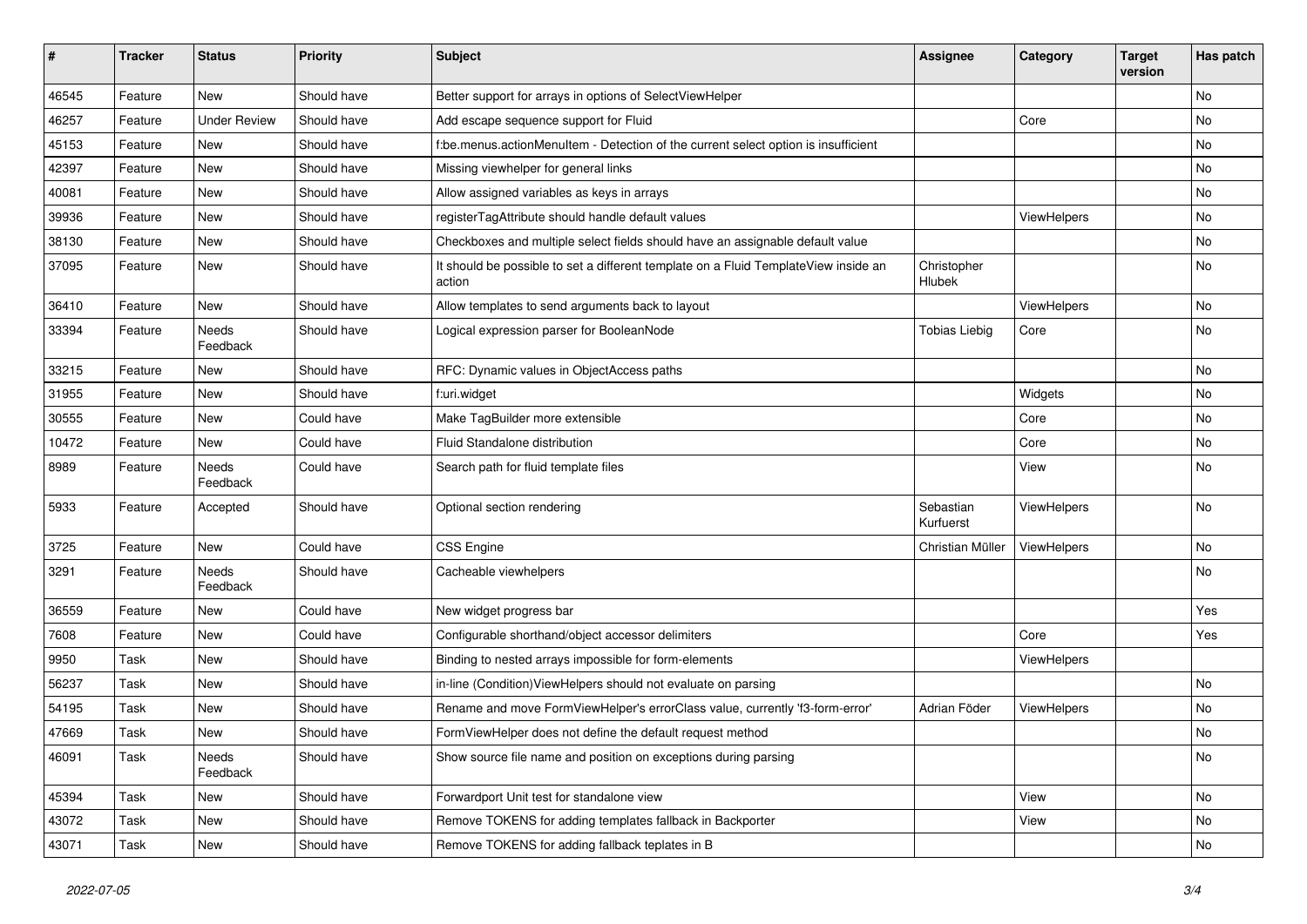| # | Tracker | Status | Priority | Subject | Assignee | Category | Target version | Has patch |
| --- | --- | --- | --- | --- | --- | --- | --- | --- |
| 46545 | Feature | New | Should have | Better support for arrays in options of SelectViewHelper | | | | No |
| 46257 | Feature | Under Review | Should have | Add escape sequence support for Fluid | | Core | | No |
| 45153 | Feature | New | Should have | f:be.menus.actionMenuItem - Detection of the current select option is insufficient | | | | No |
| 42397 | Feature | New | Should have | Missing viewhelper for general links | | | | No |
| 40081 | Feature | New | Should have | Allow assigned variables as keys in arrays | | | | No |
| 39936 | Feature | New | Should have | registerTagAttribute should handle default values | | ViewHelpers | | No |
| 38130 | Feature | New | Should have | Checkboxes and multiple select fields should have an assignable default value | | | | No |
| 37095 | Feature | New | Should have | It should be possible to set a different template on a Fluid TemplateView inside an action | Christopher Hlubek | | | No |
| 36410 | Feature | New | Should have | Allow templates to send arguments back to layout | | ViewHelpers | | No |
| 33394 | Feature | Needs Feedback | Should have | Logical expression parser for BooleanNode | Tobias Liebig | Core | | No |
| 33215 | Feature | New | Should have | RFC: Dynamic values in ObjectAccess paths | | | | No |
| 31955 | Feature | New | Should have | f:uri.widget | | Widgets | | No |
| 30555 | Feature | New | Could have | Make TagBuilder more extensible | | Core | | No |
| 10472 | Feature | New | Could have | Fluid Standalone distribution | | Core | | No |
| 8989 | Feature | Needs Feedback | Could have | Search path for fluid template files | | View | | No |
| 5933 | Feature | Accepted | Should have | Optional section rendering | Sebastian Kurfuerst | ViewHelpers | | No |
| 3725 | Feature | New | Could have | CSS Engine | Christian Müller | ViewHelpers | | No |
| 3291 | Feature | Needs Feedback | Should have | Cacheable viewhelpers | | | | No |
| 36559 | Feature | New | Could have | New widget progress bar | | | | Yes |
| 7608 | Feature | New | Could have | Configurable shorthand/object accessor delimiters | | Core | | Yes |
| 9950 | Task | New | Should have | Binding to nested arrays impossible for form-elements | | ViewHelpers | | |
| 56237 | Task | New | Should have | in-line (Condition)ViewHelpers should not evaluate on parsing | | | | No |
| 54195 | Task | New | Should have | Rename and move FormViewHelper's errorClass value, currently 'f3-form-error' | Adrian Föder | ViewHelpers | | No |
| 47669 | Task | New | Should have | FormViewHelper does not define the default request method | | | | No |
| 46091 | Task | Needs Feedback | Should have | Show source file name and position on exceptions during parsing | | | | No |
| 45394 | Task | New | Should have | Forwardport Unit test for standalone view | | View | | No |
| 43072 | Task | New | Should have | Remove TOKENS for adding templates fallback in Backporter | | View | | No |
| 43071 | Task | New | Should have | Remove TOKENS for adding fallback teplates in B | | | | No |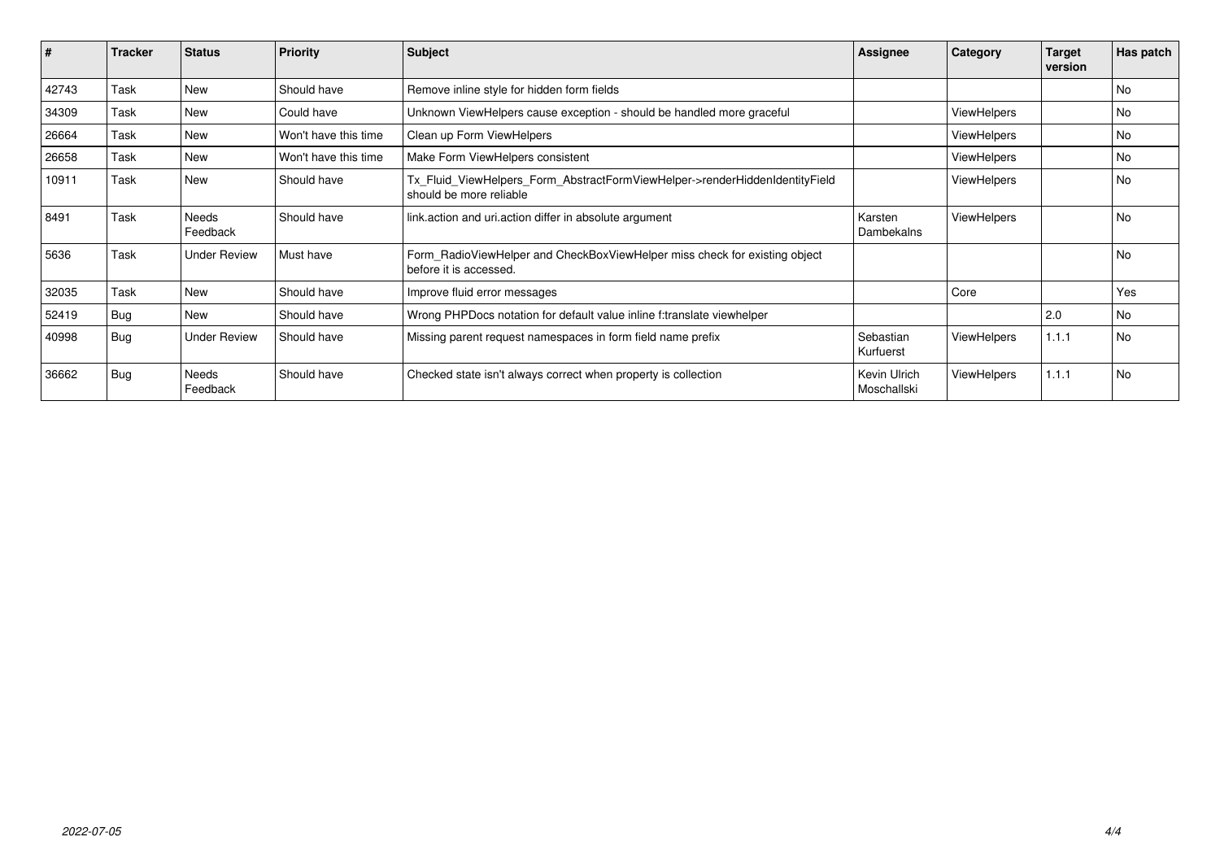| # | Tracker | Status | Priority | Subject | Assignee | Category | Target version | Has patch |
|---|---|---|---|---|---|---|---|---|
| 42743 | Task | New | Should have | Remove inline style for hidden form fields | | | | No |
| 34309 | Task | New | Could have | Unknown ViewHelpers cause exception - should be handled more graceful | | ViewHelpers | | No |
| 26664 | Task | New | Won't have this time | Clean up Form ViewHelpers | | ViewHelpers | | No |
| 26658 | Task | New | Won't have this time | Make Form ViewHelpers consistent | | ViewHelpers | | No |
| 10911 | Task | New | Should have | Tx_Fluid_ViewHelpers_Form_AbstractFormViewHelper->renderHiddenIdentityField should be more reliable | | ViewHelpers | | No |
| 8491 | Task | Needs Feedback | Should have | link.action and uri.action differ in absolute argument | Karsten Dambekalns | ViewHelpers | | No |
| 5636 | Task | Under Review | Must have | Form_RadioViewHelper and CheckBoxViewHelper miss check for existing object before it is accessed. | | | | No |
| 32035 | Task | New | Should have | Improve fluid error messages | | Core | | Yes |
| 52419 | Bug | New | Should have | Wrong PHPDocs notation for default value inline f:translate viewhelper | | | 2.0 | No |
| 40998 | Bug | Under Review | Should have | Missing parent request namespaces in form field name prefix | Sebastian Kurfuerst | ViewHelpers | 1.1.1 | No |
| 36662 | Bug | Needs Feedback | Should have | Checked state isn't always correct when property is collection | Kevin Ulrich Moschallski | ViewHelpers | 1.1.1 | No |

*2022-07-05*